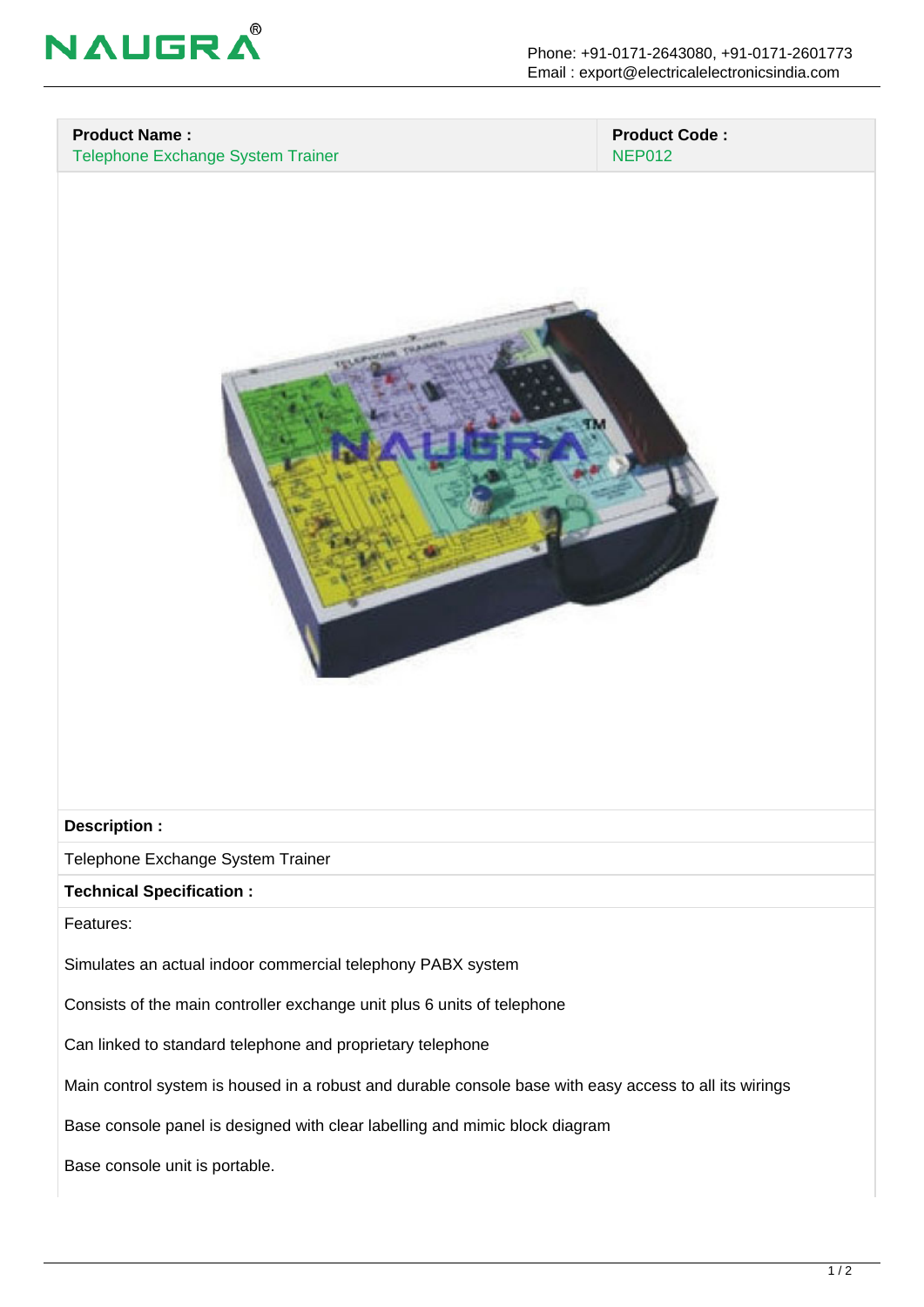NAUGRA®

Phone: +91-0171-2643080, +91-0171-2601773
Email : export@electricalelectronicsindia.com

| **Product Name :** | **Product Code :** |
| --- | --- |
| Telephone Exchange System Trainer | NEP012 |

**Description :**

Telephone Exchange System Trainer

**Technical Specification :**

Features:

Simulates an actual indoor commercial telephony PABX system

Consists of the main controller exchange unit plus 6 units of telephone

Can linked to standard telephone and proprietary telephone

Main control system is housed in a robust and durable console base with easy access to all its wirings

Base console panel is designed with clear labelling and mimic block diagram

Base console unit is portable.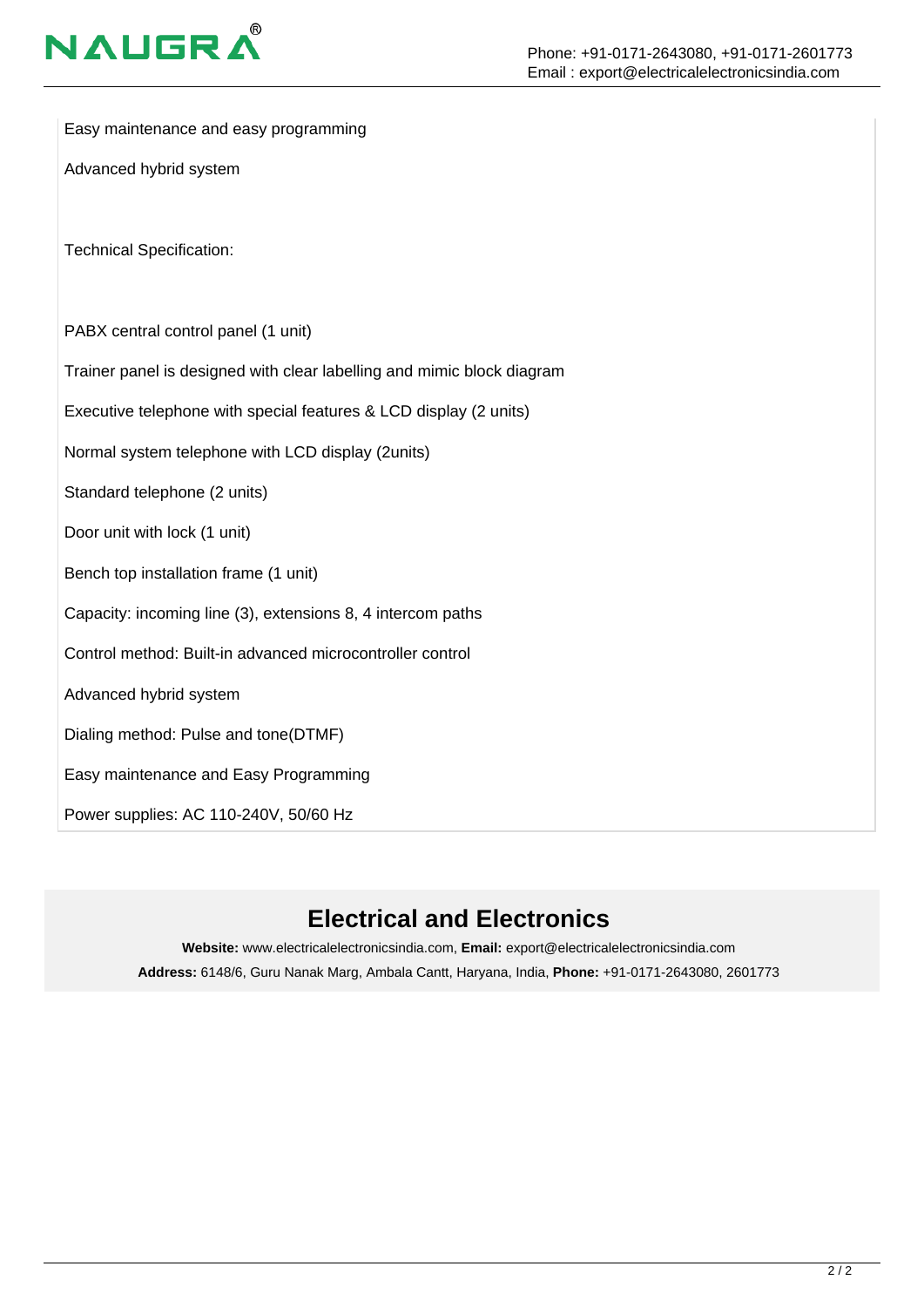Easy maintenance and easy programming

Advanced hybrid system

Technical Specification:

PABX central control panel (1 unit)

Trainer panel is designed with clear labelling and mimic block diagram

Executive telephone with special features & LCD display (2 units)

Normal system telephone with LCD display (2units)

Standard telephone (2 units)

Door unit with lock (1 unit)

Bench top installation frame (1 unit)

Capacity: incoming line (3), extensions 8, 4 intercom paths

Control method: Built-in advanced microcontroller control

Advanced hybrid system

Dialing method: Pulse and tone(DTMF)

Easy maintenance and Easy Programming

Power supplies: AC 110-240V, 50/60 Hz

## Electrical and Electronics

**Website:** www.electricalelectronicsindia.com, **Email:** export@electricalelectronicsindia.com

**Address:** 6148/6, Guru Nanak Marg, Ambala Cantt, Haryana, India, **Phone:** +91-0171-2643080, 2601773